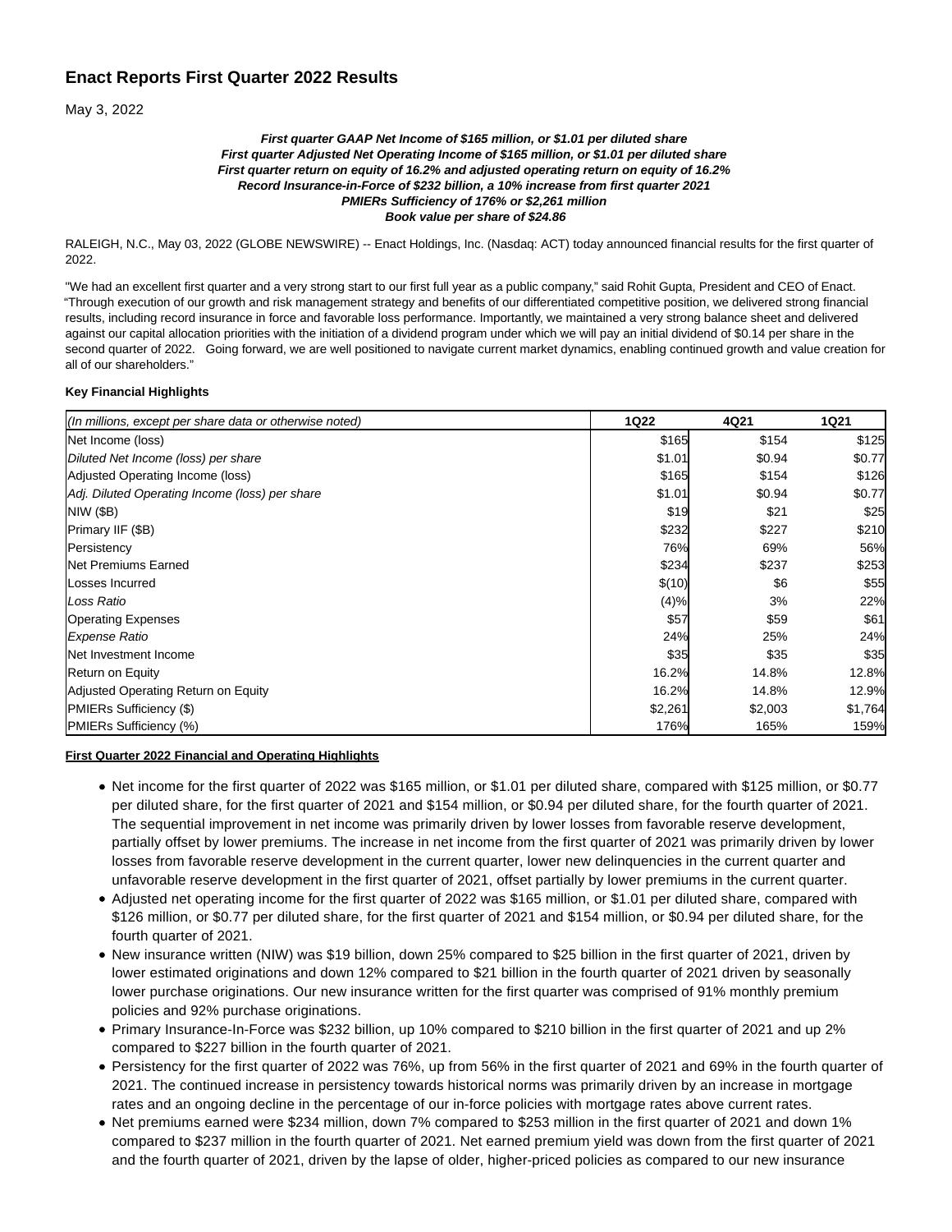# Enact Reports First Quarter 2022 Results

May 3, 2022

***First quarter GAAP Net Income of $165 million, or $1.01 per diluted share***
***First quarter Adjusted Net Operating Income of $165 million, or $1.01 per diluted share***
***First quarter return on equity of 16.2% and adjusted operating return on equity of 16.2%***
***Record Insurance-in-Force of $232 billion, a 10% increase from first quarter 2021***
***PMIERs Sufficiency of 176% or $2,261 million***
***Book value per share of $24.86***

RALEIGH, N.C., May 03, 2022 (GLOBE NEWSWIRE) -- Enact Holdings, Inc. (Nasdaq: ACT) today announced financial results for the first quarter of 2022.

"We had an excellent first quarter and a very strong start to our first full year as a public company," said Rohit Gupta, President and CEO of Enact. "Through execution of our growth and risk management strategy and benefits of our differentiated competitive position, we delivered strong financial results, including record insurance in force and favorable loss performance. Importantly, we maintained a very strong balance sheet and delivered against our capital allocation priorities with the initiation of a dividend program under which we will pay an initial dividend of $0.14 per share in the second quarter of 2022. Going forward, we are well positioned to navigate current market dynamics, enabling continued growth and value creation for all of our shareholders."

**Key Financial Highlights**

| *(In millions, except per share data or otherwise noted)* | 1Q22 | 4Q21 | 1Q21 |
|---|---|---|---|
| Net Income (loss) | $165 | $154 | $125 |
| *Diluted Net Income (loss) per share* | $1.01 | $0.94 | $0.77 |
| Adjusted Operating Income (loss) | $165 | $154 | $126 |
| *Adj. Diluted Operating Income (loss) per share* | $1.01 | $0.94 | $0.77 |
| NIW ($B) | $19 | $21 | $25 |
| Primary IIF ($B) | $232 | $227 | $210 |
| Persistency | 76% | 69% | 56% |
| Net Premiums Earned | $234 | $237 | $253 |
| Losses Incurred | $(10) | $6 | $55 |
| *Loss Ratio* | (4)% | 3% | 22% |
| Operating Expenses | $57 | $59 | $61 |
| *Expense Ratio* | 24% | 25% | 24% |
| Net Investment Income | $35 | $35 | $35 |
| Return on Equity | 16.2% | 14.8% | 12.8% |
| Adjusted Operating Return on Equity | 16.2% | 14.8% | 12.9% |
| PMIERs Sufficiency ($) | $2,261 | $2,003 | $1,764 |
| PMIERs Sufficiency (%) | 176% | 165% | 159% |

**First Quarter 2022 Financial and Operating Highlights**

- Net income for the first quarter of 2022 was $165 million, or $1.01 per diluted share, compared with $125 million, or $0.77 per diluted share, for the first quarter of 2021 and $154 million, or $0.94 per diluted share, for the fourth quarter of 2021. The sequential improvement in net income was primarily driven by lower losses from favorable reserve development, partially offset by lower premiums. The increase in net income from the first quarter of 2021 was primarily driven by lower losses from favorable reserve development in the current quarter, lower new delinquencies in the current quarter and unfavorable reserve development in the first quarter of 2021, offset partially by lower premiums in the current quarter.
- Adjusted net operating income for the first quarter of 2022 was $165 million, or $1.01 per diluted share, compared with $126 million, or $0.77 per diluted share, for the first quarter of 2021 and $154 million, or $0.94 per diluted share, for the fourth quarter of 2021.
- New insurance written (NIW) was $19 billion, down 25% compared to $25 billion in the first quarter of 2021, driven by lower estimated originations and down 12% compared to $21 billion in the fourth quarter of 2021 driven by seasonally lower purchase originations. Our new insurance written for the first quarter was comprised of 91% monthly premium policies and 92% purchase originations.
- Primary Insurance-In-Force was $232 billion, up 10% compared to $210 billion in the first quarter of 2021 and up 2% compared to $227 billion in the fourth quarter of 2021.
- Persistency for the first quarter of 2022 was 76%, up from 56% in the first quarter of 2021 and 69% in the fourth quarter of 2021. The continued increase in persistency towards historical norms was primarily driven by an increase in mortgage rates and an ongoing decline in the percentage of our in-force policies with mortgage rates above current rates.
- Net premiums earned were $234 million, down 7% compared to $253 million in the first quarter of 2021 and down 1% compared to $237 million in the fourth quarter of 2021. Net earned premium yield was down from the first quarter of 2021 and the fourth quarter of 2021, driven by the lapse of older, higher-priced policies as compared to our new insurance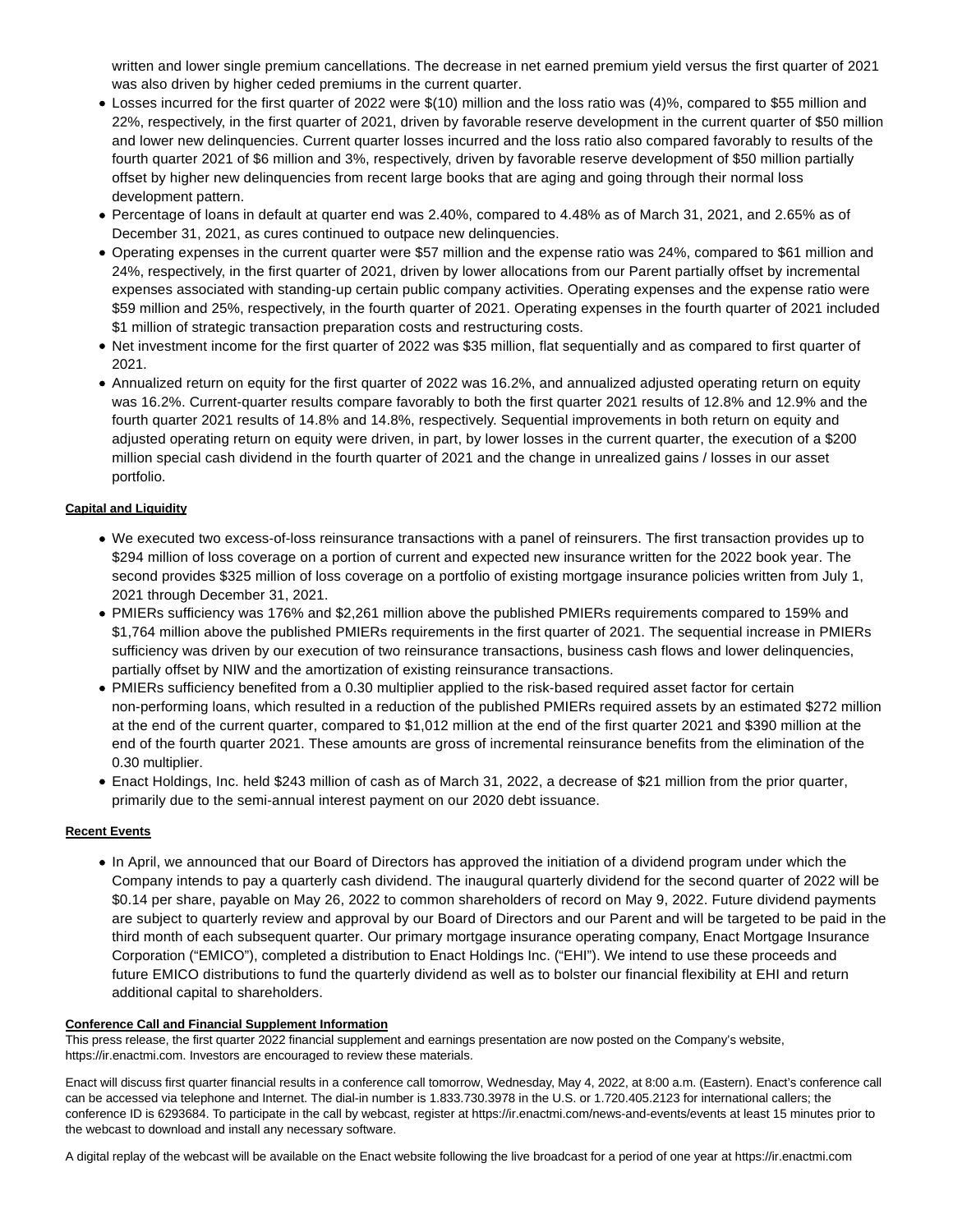written and lower single premium cancellations. The decrease in net earned premium yield versus the first quarter of 2021 was also driven by higher ceded premiums in the current quarter.

- Losses incurred for the first quarter of 2022 were $(10) million and the loss ratio was (4)%, compared to $55 million and 22%, respectively, in the first quarter of 2021, driven by favorable reserve development in the current quarter of $50 million and lower new delinquencies. Current quarter losses incurred and the loss ratio also compared favorably to results of the fourth quarter 2021 of $6 million and 3%, respectively, driven by favorable reserve development of $50 million partially offset by higher new delinquencies from recent large books that are aging and going through their normal loss development pattern.
- Percentage of loans in default at quarter end was 2.40%, compared to 4.48% as of March 31, 2021, and 2.65% as of December 31, 2021, as cures continued to outpace new delinquencies.
- Operating expenses in the current quarter were $57 million and the expense ratio was 24%, compared to $61 million and 24%, respectively, in the first quarter of 2021, driven by lower allocations from our Parent partially offset by incremental expenses associated with standing-up certain public company activities. Operating expenses and the expense ratio were $59 million and 25%, respectively, in the fourth quarter of 2021. Operating expenses in the fourth quarter of 2021 included $1 million of strategic transaction preparation costs and restructuring costs.
- Net investment income for the first quarter of 2022 was $35 million, flat sequentially and as compared to first quarter of 2021.
- Annualized return on equity for the first quarter of 2022 was 16.2%, and annualized adjusted operating return on equity was 16.2%. Current-quarter results compare favorably to both the first quarter 2021 results of 12.8% and 12.9% and the fourth quarter 2021 results of 14.8% and 14.8%, respectively. Sequential improvements in both return on equity and adjusted operating return on equity were driven, in part, by lower losses in the current quarter, the execution of a $200 million special cash dividend in the fourth quarter of 2021 and the change in unrealized gains / losses in our asset portfolio.

**Capital and Liquidity**

- We executed two excess-of-loss reinsurance transactions with a panel of reinsurers. The first transaction provides up to $294 million of loss coverage on a portion of current and expected new insurance written for the 2022 book year. The second provides $325 million of loss coverage on a portfolio of existing mortgage insurance policies written from July 1, 2021 through December 31, 2021.
- PMIERs sufficiency was 176% and $2,261 million above the published PMIERs requirements compared to 159% and $1,764 million above the published PMIERs requirements in the first quarter of 2021. The sequential increase in PMIERs sufficiency was driven by our execution of two reinsurance transactions, business cash flows and lower delinquencies, partially offset by NIW and the amortization of existing reinsurance transactions.
- PMIERs sufficiency benefited from a 0.30 multiplier applied to the risk-based required asset factor for certain non-performing loans, which resulted in a reduction of the published PMIERs required assets by an estimated $272 million at the end of the current quarter, compared to $1,012 million at the end of the first quarter 2021 and $390 million at the end of the fourth quarter 2021. These amounts are gross of incremental reinsurance benefits from the elimination of the 0.30 multiplier.
- Enact Holdings, Inc. held $243 million of cash as of March 31, 2022, a decrease of $21 million from the prior quarter, primarily due to the semi-annual interest payment on our 2020 debt issuance.

**Recent Events**

- In April, we announced that our Board of Directors has approved the initiation of a dividend program under which the Company intends to pay a quarterly cash dividend. The inaugural quarterly dividend for the second quarter of 2022 will be $0.14 per share, payable on May 26, 2022 to common shareholders of record on May 9, 2022. Future dividend payments are subject to quarterly review and approval by our Board of Directors and our Parent and will be targeted to be paid in the third month of each subsequent quarter. Our primary mortgage insurance operating company, Enact Mortgage Insurance Corporation ("EMICO"), completed a distribution to Enact Holdings Inc. ("EHI"). We intend to use these proceeds and future EMICO distributions to fund the quarterly dividend as well as to bolster our financial flexibility at EHI and return additional capital to shareholders.

**Conference Call and Financial Supplement Information**

This press release, the first quarter 2022 financial supplement and earnings presentation are now posted on the Company's website, https://ir.enactmi.com. Investors are encouraged to review these materials.

Enact will discuss first quarter financial results in a conference call tomorrow, Wednesday, May 4, 2022, at 8:00 a.m. (Eastern). Enact's conference call can be accessed via telephone and Internet. The dial-in number is 1.833.730.3978 in the U.S. or 1.720.405.2123 for international callers; the conference ID is 6293684. To participate in the call by webcast, register at https://ir.enactmi.com/news-and-events/events at least 15 minutes prior to the webcast to download and install any necessary software.

A digital replay of the webcast will be available on the Enact website following the live broadcast for a period of one year at https://ir.enactmi.com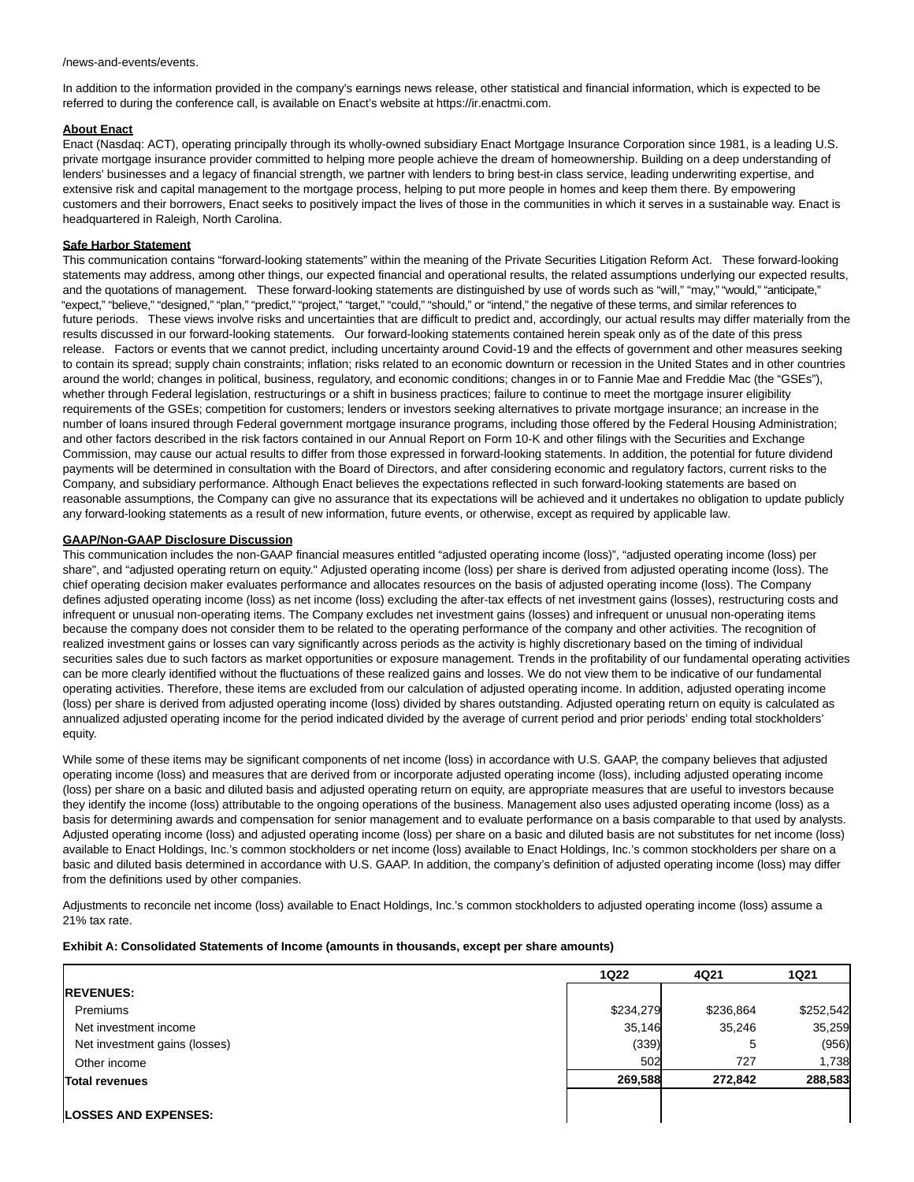/news-and-events/events.

In addition to the information provided in the company's earnings news release, other statistical and financial information, which is expected to be referred to during the conference call, is available on Enact's website at https://ir.enactmi.com.

**About Enact**

Enact (Nasdaq: ACT), operating principally through its wholly-owned subsidiary Enact Mortgage Insurance Corporation since 1981, is a leading U.S. private mortgage insurance provider committed to helping more people achieve the dream of homeownership. Building on a deep understanding of lenders' businesses and a legacy of financial strength, we partner with lenders to bring best-in class service, leading underwriting expertise, and extensive risk and capital management to the mortgage process, helping to put more people in homes and keep them there. By empowering customers and their borrowers, Enact seeks to positively impact the lives of those in the communities in which it serves in a sustainable way. Enact is headquartered in Raleigh, North Carolina.

**Safe Harbor Statement**

This communication contains "forward-looking statements" within the meaning of the Private Securities Litigation Reform Act. These forward-looking statements may address, among other things, our expected financial and operational results, the related assumptions underlying our expected results, and the quotations of management. These forward-looking statements are distinguished by use of words such as "will," "may," "would," "anticipate," "expect," "believe," "designed," "plan," "predict," "project," "target," "could," "should," or "intend," the negative of these terms, and similar references to future periods. These views involve risks and uncertainties that are difficult to predict and, accordingly, our actual results may differ materially from the results discussed in our forward-looking statements. Our forward-looking statements contained herein speak only as of the date of this press release. Factors or events that we cannot predict, including uncertainty around Covid-19 and the effects of government and other measures seeking to contain its spread; supply chain constraints; inflation; risks related to an economic downturn or recession in the United States and in other countries around the world; changes in political, business, regulatory, and economic conditions; changes in or to Fannie Mae and Freddie Mac (the "GSEs"), whether through Federal legislation, restructurings or a shift in business practices; failure to continue to meet the mortgage insurer eligibility requirements of the GSEs; competition for customers; lenders or investors seeking alternatives to private mortgage insurance; an increase in the number of loans insured through Federal government mortgage insurance programs, including those offered by the Federal Housing Administration; and other factors described in the risk factors contained in our Annual Report on Form 10-K and other filings with the Securities and Exchange Commission, may cause our actual results to differ from those expressed in forward-looking statements. In addition, the potential for future dividend payments will be determined in consultation with the Board of Directors, and after considering economic and regulatory factors, current risks to the Company, and subsidiary performance. Although Enact believes the expectations reflected in such forward-looking statements are based on reasonable assumptions, the Company can give no assurance that its expectations will be achieved and it undertakes no obligation to update publicly any forward-looking statements as a result of new information, future events, or otherwise, except as required by applicable law.

**GAAP/Non-GAAP Disclosure Discussion**

This communication includes the non-GAAP financial measures entitled "adjusted operating income (loss)", "adjusted operating income (loss) per share", and "adjusted operating return on equity." Adjusted operating income (loss) per share is derived from adjusted operating income (loss). The chief operating decision maker evaluates performance and allocates resources on the basis of adjusted operating income (loss). The Company defines adjusted operating income (loss) as net income (loss) excluding the after-tax effects of net investment gains (losses), restructuring costs and infrequent or unusual non-operating items. The Company excludes net investment gains (losses) and infrequent or unusual non-operating items because the company does not consider them to be related to the operating performance of the company and other activities. The recognition of realized investment gains or losses can vary significantly across periods as the activity is highly discretionary based on the timing of individual securities sales due to such factors as market opportunities or exposure management. Trends in the profitability of our fundamental operating activities can be more clearly identified without the fluctuations of these realized gains and losses. We do not view them to be indicative of our fundamental operating activities. Therefore, these items are excluded from our calculation of adjusted operating income. In addition, adjusted operating income (loss) per share is derived from adjusted operating income (loss) divided by shares outstanding. Adjusted operating return on equity is calculated as annualized adjusted operating income for the period indicated divided by the average of current period and prior periods' ending total stockholders' equity.

While some of these items may be significant components of net income (loss) in accordance with U.S. GAAP, the company believes that adjusted operating income (loss) and measures that are derived from or incorporate adjusted operating income (loss), including adjusted operating income (loss) per share on a basic and diluted basis and adjusted operating return on equity, are appropriate measures that are useful to investors because they identify the income (loss) attributable to the ongoing operations of the business. Management also uses adjusted operating income (loss) as a basis for determining awards and compensation for senior management and to evaluate performance on a basis comparable to that used by analysts. Adjusted operating income (loss) and adjusted operating income (loss) per share on a basic and diluted basis are not substitutes for net income (loss) available to Enact Holdings, Inc.'s common stockholders or net income (loss) available to Enact Holdings, Inc.'s common stockholders per share on a basic and diluted basis determined in accordance with U.S. GAAP. In addition, the company's definition of adjusted operating income (loss) may differ from the definitions used by other companies.

Adjustments to reconcile net income (loss) available to Enact Holdings, Inc.'s common stockholders to adjusted operating income (loss) assume a 21% tax rate.

**Exhibit A: Consolidated Statements of Income (amounts in thousands, except per share amounts)**

| | 1Q22 | 4Q21 | 1Q21 |
|---|---|---|---|
| **REVENUES:** | | | |
| Premiums | $234,279 | $236,864 | $252,542 |
| Net investment income | 35,146 | 35,246 | 35,259 |
| Net investment gains (losses) | (339) | 5 | (956) |
| Other income | 502 | 727 | 1,738 |
| **Total revenues** | **269,588** | **272,842** | **288,583** |
| | | | |
| **LOSSES AND EXPENSES:** | | | |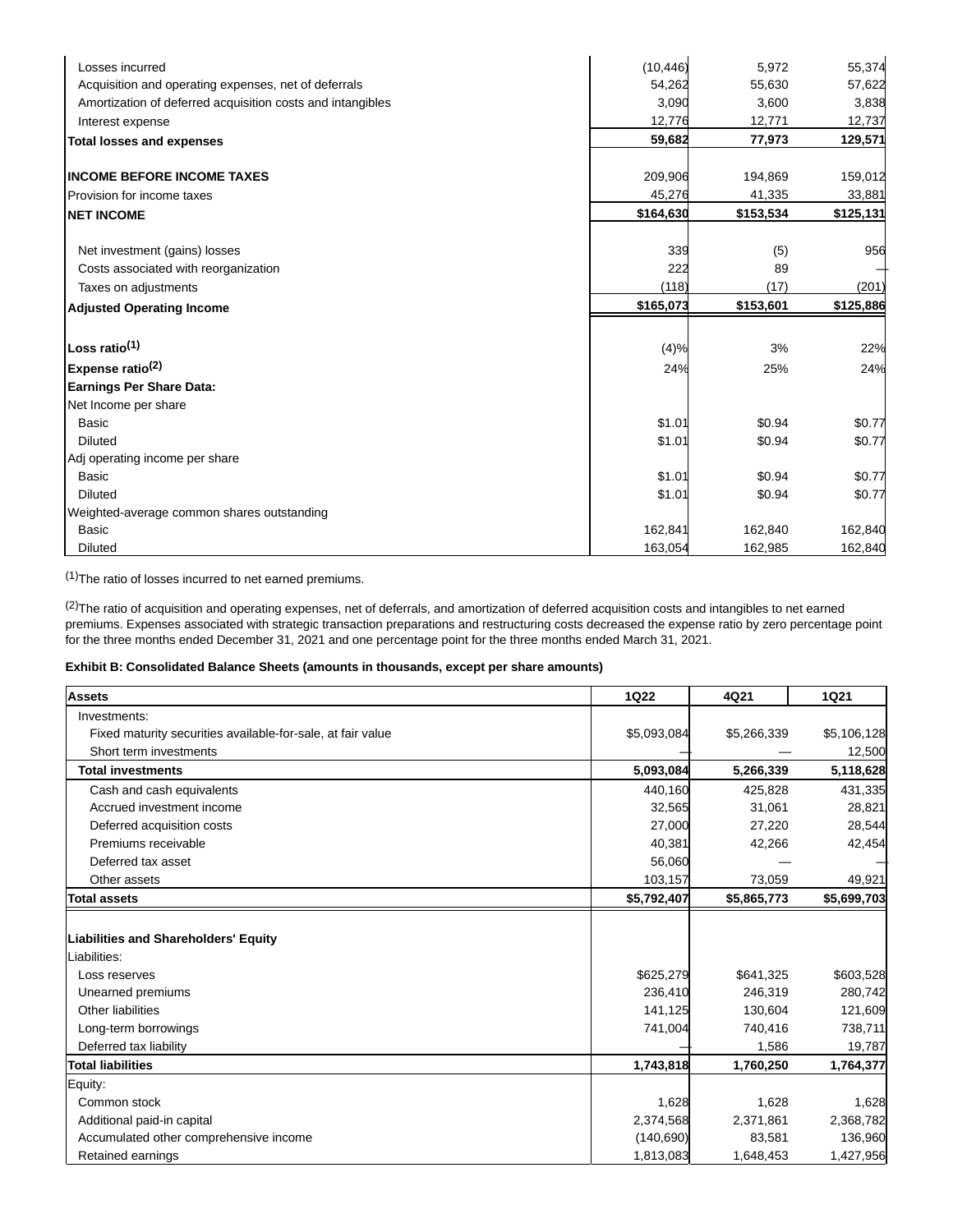| | | | |
|---|---|---|---|
| Losses incurred | (10,446) | 5,972 | 55,374 |
| Acquisition and operating expenses, net of deferrals | 54,262 | 55,630 | 57,622 |
| Amortization of deferred acquisition costs and intangibles | 3,090 | 3,600 | 3,838 |
| Interest expense | 12,776 | 12,771 | 12,737 |
| **Total losses and expenses** | **59,682** | **77,973** | **129,571** |
| | | | |
| **INCOME BEFORE INCOME TAXES** | 209,906 | 194,869 | 159,012 |
| Provision for income taxes | 45,276 | 41,335 | 33,881 |
| **NET INCOME** | **$164,630** | **$153,534** | **$125,131** |
| | | | |
| Net investment (gains) losses | 339 | (5) | 956 |
| Costs associated with reorganization | 222 | 89 | — |
| Taxes on adjustments | (118) | (17) | (201) |
| **Adjusted Operating Income** | **$165,073** | **$153,601** | **$125,886** |
| | | | |
| **Loss ratio[1]** | (4)% | 3% | 22% |
| **Expense ratio[2]** | 24% | 25% | 24% |
| **Earnings Per Share Data:** | | | |
| Net Income per share | | | |
| Basic | $1.01 | $0.94 | $0.77 |
| Diluted | $1.01 | $0.94 | $0.77 |
| Adj operating income per share | | | |
| Basic | $1.01 | $0.94 | $0.77 |
| Diluted | $1.01 | $0.94 | $0.77 |
| Weighted-average common shares outstanding | | | |
| Basic | 162,841 | 162,840 | 162,840 |
| Diluted | 163,054 | 162,985 | 162,840 |

[1]The ratio of losses incurred to net earned premiums.

[2]The ratio of acquisition and operating expenses, net of deferrals, and amortization of deferred acquisition costs and intangibles to net earned premiums. Expenses associated with strategic transaction preparations and restructuring costs decreased the expense ratio by zero percentage point for the three months ended December 31, 2021 and one percentage point for the three months ended March 31, 2021.

**Exhibit B: Consolidated Balance Sheets (amounts in thousands, except per share amounts)**

| Assets | 1Q22 | 4Q21 | 1Q21 |
|---|---|---|---|
| Investments: | | | |
| Fixed maturity securities available-for-sale, at fair value | $5,093,084 | $5,266,339 | $5,106,128 |
| Short term investments | — | — | 12,500 |
| **Total investments** | **5,093,084** | **5,266,339** | **5,118,628** |
| Cash and cash equivalents | 440,160 | 425,828 | 431,335 |
| Accrued investment income | 32,565 | 31,061 | 28,821 |
| Deferred acquisition costs | 27,000 | 27,220 | 28,544 |
| Premiums receivable | 40,381 | 42,266 | 42,454 |
| Deferred tax asset | 56,060 | — | — |
| Other assets | 103,157 | 73,059 | 49,921 |
| **Total assets** | **$5,792,407** | **$5,865,773** | **$5,699,703** |
| | | | |
| **Liabilities and Shareholders' Equity** | | | |
| Liabilities: | | | |
| Loss reserves | $625,279 | $641,325 | $603,528 |
| Unearned premiums | 236,410 | 246,319 | 280,742 |
| Other liabilities | 141,125 | 130,604 | 121,609 |
| Long-term borrowings | 741,004 | 740,416 | 738,711 |
| Deferred tax liability | — | 1,586 | 19,787 |
| **Total liabilities** | **1,743,818** | **1,760,250** | **1,764,377** |
| Equity: | | | |
| Common stock | 1,628 | 1,628 | 1,628 |
| Additional paid-in capital | 2,374,568 | 2,371,861 | 2,368,782 |
| Accumulated other comprehensive income | (140,690) | 83,581 | 136,960 |
| Retained earnings | 1,813,083 | 1,648,453 | 1,427,956 |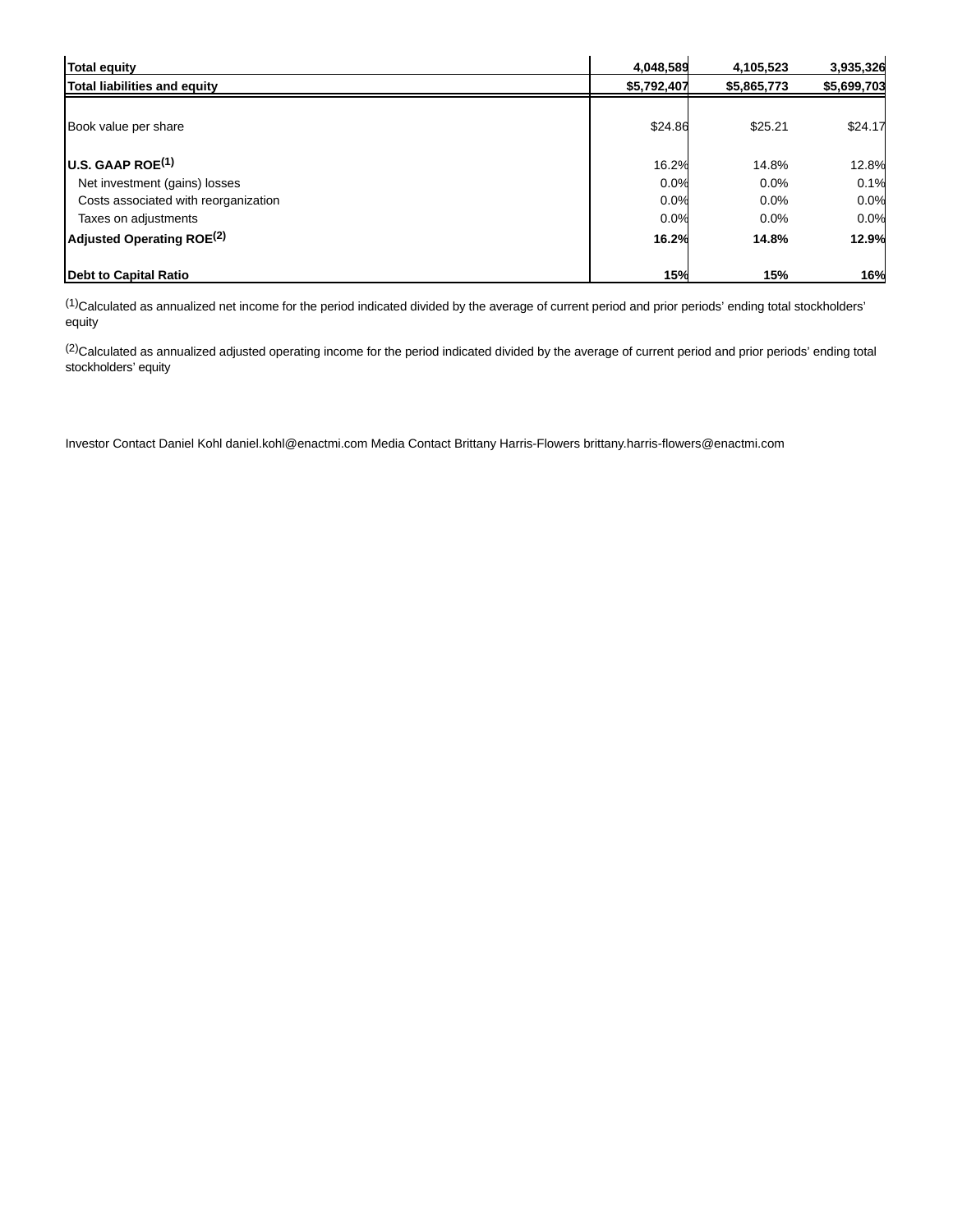| | | | |
|---|---|---|---|
| **Total equity** | **4,048,589** | **4,105,523** | **3,935,326** |
| **Total liabilities and equity** | **$5,792,407** | **$5,865,773** | **$5,699,703** |
| Book value per share | $24.86 | $25.21 | $24.17 |
| **U.S. GAAP ROE(1)** | 16.2% | 14.8% | 12.8% |
| Net investment (gains) losses | 0.0% | 0.0% | 0.1% |
| Costs associated with reorganization | 0.0% | 0.0% | 0.0% |
| Taxes on adjustments | 0.0% | 0.0% | 0.0% |
| **Adjusted Operating ROE(2)** | **16.2%** | **14.8%** | **12.9%** |
| **Debt to Capital Ratio** | **15%** | **15%** | **16%** |

(1)Calculated as annualized net income for the period indicated divided by the average of current period and prior periods' ending total stockholders' equity

(2)Calculated as annualized adjusted operating income for the period indicated divided by the average of current period and prior periods' ending total stockholders' equity

Investor Contact Daniel Kohl daniel.kohl@enactmi.com Media Contact Brittany Harris-Flowers brittany.harris-flowers@enactmi.com